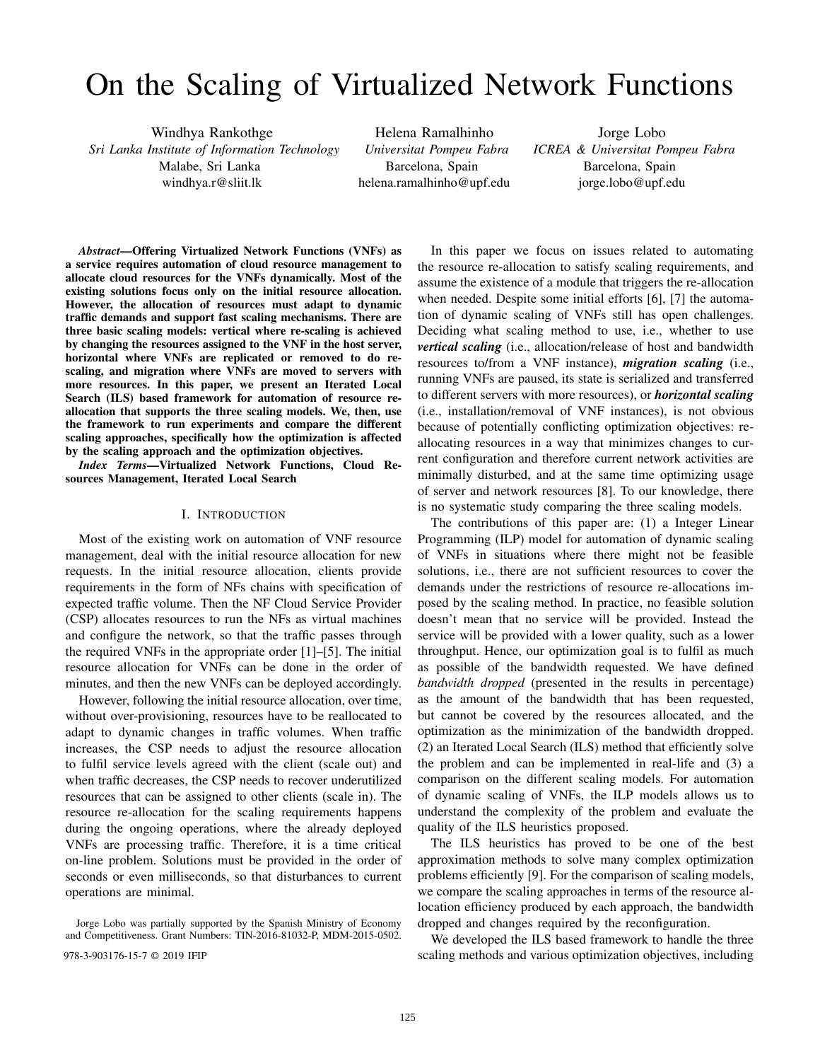// On the Scaling of Virtualized Network Functions

Windhya Rankothge
*Sri Lanka Institute of Information Technology*
Malabe, Sri Lanka
windhya.r@sliit.lk

Helena Ramalhinho
*Universitat Pompeu Fabra*
Barcelona, Spain
helena.ramalhinho@upf.edu

Jorge Lobo
*ICREA & Universitat Pompeu Fabra*
Barcelona, Spain
jorge.lobo@upf.edu

***Abstract*—Offering Virtualized Network Functions (VNFs) as a service requires automation of cloud resource management to allocate cloud resources for the VNFs dynamically. Most of the existing solutions focus only on the initial resource allocation. However, the allocation of resources must adapt to dynamic traffic demands and support fast scaling mechanisms. There are three basic scaling models: vertical where re-scaling is achieved by changing the resources assigned to the VNF in the host server, horizontal where VNFs are replicated or removed to do re-scaling, and migration where VNFs are moved to servers with more resources. In this paper, we present an Iterated Local Search (ILS) based framework for automation of resource re-allocation that supports the three scaling models. We, then, use the framework to run experiments and compare the different scaling approaches, specifically how the optimization is affected by the scaling approach and the optimization objectives.**

***Index Terms*—Virtualized Network Functions, Cloud Resources Management, Iterated Local Search**

## I. Introduction

Most of the existing work on automation of VNF resource management, deal with the initial resource allocation for new requests. In the initial resource allocation, clients provide requirements in the form of NFs chains with specification of expected traffic volume. Then the NF Cloud Service Provider (CSP) allocates resources to run the NFs as virtual machines and configure the network, so that the traffic passes through the required VNFs in the appropriate order [1]–[5]. The initial resource allocation for VNFs can be done in the order of minutes, and then the new VNFs can be deployed accordingly.

However, following the initial resource allocation, over time, without over-provisioning, resources have to be reallocated to adapt to dynamic changes in traffic volumes. When traffic increases, the CSP needs to adjust the resource allocation to fulfil service levels agreed with the client (scale out) and when traffic decreases, the CSP needs to recover underutilized resources that can be assigned to other clients (scale in). The resource re-allocation for the scaling requirements happens during the ongoing operations, where the already deployed VNFs are processing traffic. Therefore, it is a time critical on-line problem. Solutions must be provided in the order of seconds or even milliseconds, so that disturbances to current operations are minimal.

Jorge Lobo was partially supported by the Spanish Ministry of Economy and Competitiveness. Grant Numbers: TIN-2016-81032-P, MDM-2015-0502.

978-3-903176-15-7 © 2019 IFIP

In this paper we focus on issues related to automating the resource re-allocation to satisfy scaling requirements, and assume the existence of a module that triggers the re-allocation when needed. Despite some initial efforts [6], [7] the automation of dynamic scaling of VNFs still has open challenges. Deciding what scaling method to use, i.e., whether to use ***vertical scaling*** (i.e., allocation/release of host and bandwidth resources to/from a VNF instance), ***migration scaling*** (i.e., running VNFs are paused, its state is serialized and transferred to different servers with more resources), or ***horizontal scaling*** (i.e., installation/removal of VNF instances), is not obvious because of potentially conflicting optimization objectives: re-allocating resources in a way that minimizes changes to current configuration and therefore current network activities are minimally disturbed, and at the same time optimizing usage of server and network resources [8]. To our knowledge, there is no systematic study comparing the three scaling models.

The contributions of this paper are: (1) a Integer Linear Programming (ILP) model for automation of dynamic scaling of VNFs in situations where there might not be feasible solutions, i.e., there are not sufficient resources to cover the demands under the restrictions of resource re-allocations imposed by the scaling method. In practice, no feasible solution doesn't mean that no service will be provided. Instead the service will be provided with a lower quality, such as a lower throughput. Hence, our optimization goal is to fulfil as much as possible of the bandwidth requested. We have defined *bandwidth dropped* (presented in the results in percentage) as the amount of the bandwidth that has been requested, but cannot be covered by the resources allocated, and the optimization as the minimization of the bandwidth dropped. (2) an Iterated Local Search (ILS) method that efficiently solve the problem and can be implemented in real-life and (3) a comparison on the different scaling models. For automation of dynamic scaling of VNFs, the ILP models allows us to understand the complexity of the problem and evaluate the quality of the ILS heuristics proposed.

The ILS heuristics has proved to be one of the best approximation methods to solve many complex optimization problems efficiently [9]. For the comparison of scaling models, we compare the scaling approaches in terms of the resource allocation efficiency produced by each approach, the bandwidth dropped and changes required by the reconfiguration.

We developed the ILS based framework to handle the three scaling methods and various optimization objectives, including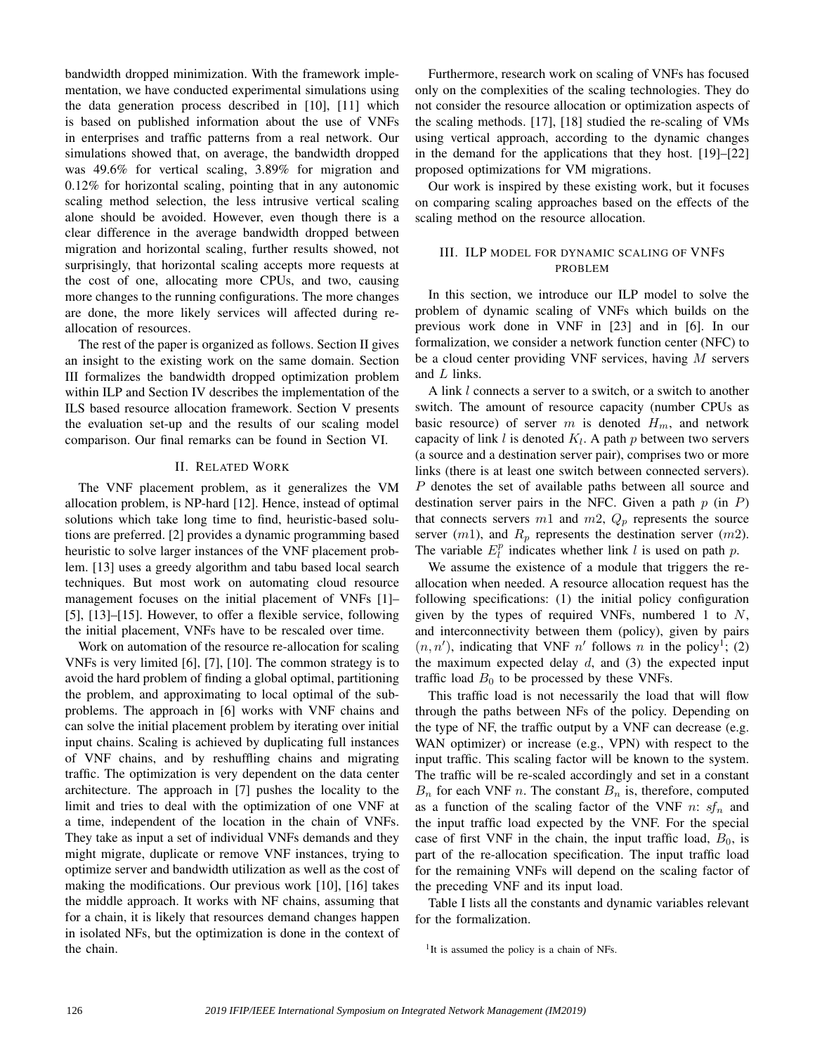bandwidth dropped minimization. With the framework implementation, we have conducted experimental simulations using the data generation process described in [10], [11] which is based on published information about the use of VNFs in enterprises and traffic patterns from a real network. Our simulations showed that, on average, the bandwidth dropped was 49.6% for vertical scaling, 3.89% for migration and 0.12% for horizontal scaling, pointing that in any autonomic scaling method selection, the less intrusive vertical scaling alone should be avoided. However, even though there is a clear difference in the average bandwidth dropped between migration and horizontal scaling, further results showed, not surprisingly, that horizontal scaling accepts more requests at the cost of one, allocating more CPUs, and two, causing more changes to the running configurations. The more changes are done, the more likely services will affected during re-allocation of resources.

The rest of the paper is organized as follows. Section II gives an insight to the existing work on the same domain. Section III formalizes the bandwidth dropped optimization problem within ILP and Section IV describes the implementation of the ILS based resource allocation framework. Section V presents the evaluation set-up and the results of our scaling model comparison. Our final remarks can be found in Section VI.

## II. Related Work

The VNF placement problem, as it generalizes the VM allocation problem, is NP-hard [12]. Hence, instead of optimal solutions which take long time to find, heuristic-based solutions are preferred. [2] provides a dynamic programming based heuristic to solve larger instances of the VNF placement problem. [13] uses a greedy algorithm and tabu based local search techniques. But most work on automating cloud resource management focuses on the initial placement of VNFs [1]–[5], [13]–[15]. However, to offer a flexible service, following the initial placement, VNFs have to be rescaled over time.

Work on automation of the resource re-allocation for scaling VNFs is very limited [6], [7], [10]. The common strategy is to avoid the hard problem of finding a global optimal, partitioning the problem, and approximating to local optimal of the sub-problems. The approach in [6] works with VNF chains and can solve the initial placement problem by iterating over initial input chains. Scaling is achieved by duplicating full instances of VNF chains, and by reshuffling chains and migrating traffic. The optimization is very dependent on the data center architecture. The approach in [7] pushes the locality to the limit and tries to deal with the optimization of one VNF at a time, independent of the location in the chain of VNFs. They take as input a set of individual VNFs demands and they might migrate, duplicate or remove VNF instances, trying to optimize server and bandwidth utilization as well as the cost of making the modifications. Our previous work [10], [16] takes the middle approach. It works with NF chains, assuming that for a chain, it is likely that resources demand changes happen in isolated NFs, but the optimization is done in the context of the chain.

Furthermore, research work on scaling of VNFs has focused only on the complexities of the scaling technologies. They do not consider the resource allocation or optimization aspects of the scaling methods. [17], [18] studied the re-scaling of VMs using vertical approach, according to the dynamic changes in the demand for the applications that they host. [19]–[22] proposed optimizations for VM migrations.

Our work is inspired by these existing work, but it focuses on comparing scaling approaches based on the effects of the scaling method on the resource allocation.

## III. ILP Model for Dynamic Scaling of VNFs Problem

In this section, we introduce our ILP model to solve the problem of dynamic scaling of VNFs which builds on the previous work done in VNF in [23] and in [6]. In our formalization, we consider a network function center (NFC) to be a cloud center providing VNF services, having $M$ servers and $L$ links.

A link $l$ connects a server to a switch, or a switch to another switch. The amount of resource capacity (number CPUs as basic resource) of server $m$ is denoted $H_m$, and network capacity of link $l$ is denoted $K_l$. A path $p$ between two servers (a source and a destination server pair), comprises two or more links (there is at least one switch between connected servers). $P$ denotes the set of available paths between all source and destination server pairs in the NFC. Given a path $p$ (in $P$) that connects servers $m1$ and $m2$, $Q_p$ represents the source server ($m1$), and $R_p$ represents the destination server ($m2$). The variable $E^p_l$ indicates whether link $l$ is used on path $p$.

We assume the existence of a module that triggers the re-allocation when needed. A resource allocation request has the following specifications: (1) the initial policy configuration given by the types of required VNFs, numbered 1 to $N$, and interconnectivity between them (policy), given by pairs $(n, n')$, indicating that VNF $n'$ follows $n$ in the policy[1]; (2) the maximum expected delay $d$, and (3) the expected input traffic load $B_0$ to be processed by these VNFs.

This traffic load is not necessarily the load that will flow through the paths between NFs of the policy. Depending on the type of NF, the traffic output by a VNF can decrease (e.g. WAN optimizer) or increase (e.g., VPN) with respect to the input traffic. This scaling factor will be known to the system. The traffic will be re-scaled accordingly and set in a constant $B_n$ for each VNF $n$. The constant $B_n$ is, therefore, computed as a function of the scaling factor of the VNF $n$: $sf_n$ and the input traffic load expected by the VNF. For the special case of first VNF in the chain, the input traffic load, $B_0$, is part of the re-allocation specification. The input traffic load for the remaining VNFs will depend on the scaling factor of the preceding VNF and its input load.

Table I lists all the constants and dynamic variables relevant for the formalization.

[1]It is assumed the policy is a chain of NFs.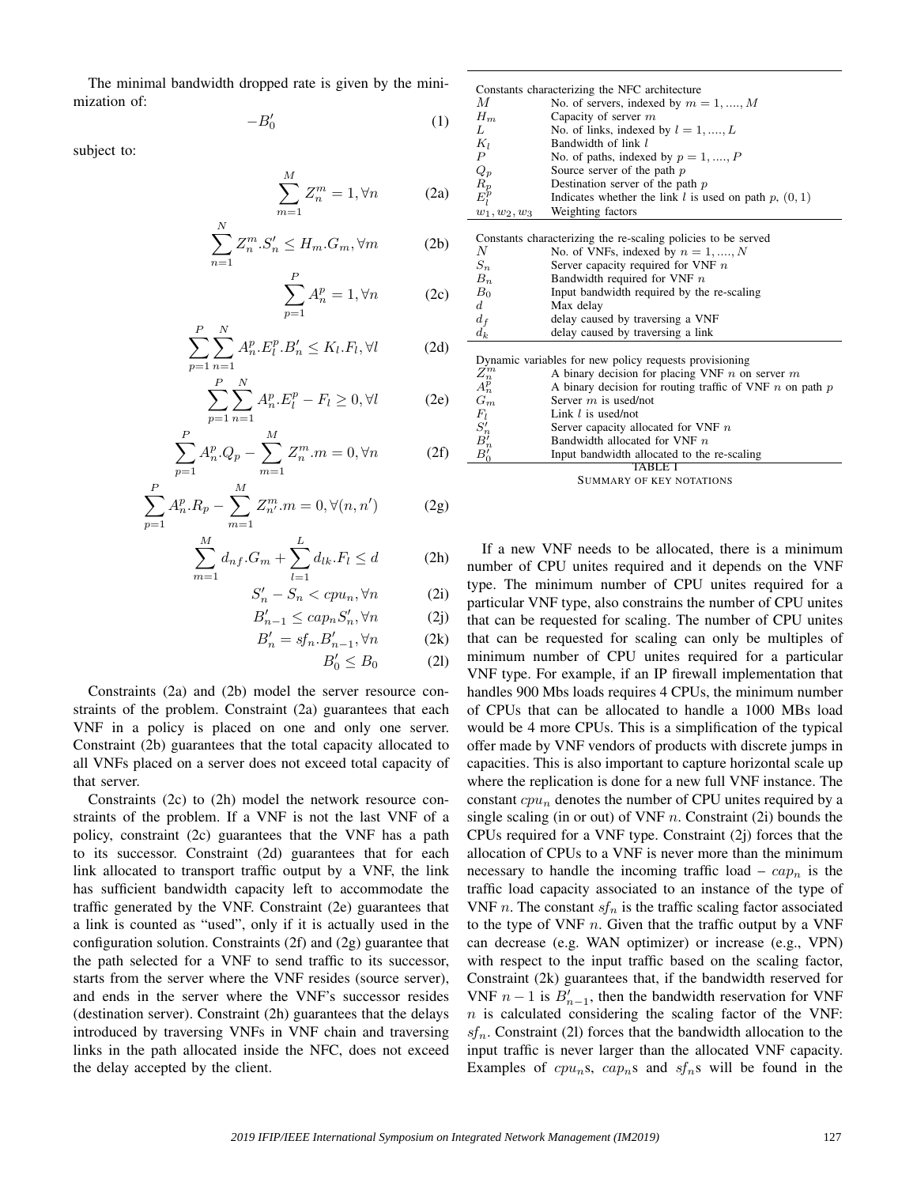The minimal bandwidth dropped rate is given by the minimization of:

$$-B'_0 \tag{1}$$

subject to:

$$\sum_{m=1}^{M} Z_n^m = 1, \forall n \tag{2a}$$

$$\sum_{n=1}^{N} Z_n^m.S'_n \leq H_m.G_m, \forall m \tag{2b}$$

$$\sum_{p=1}^{P} A_n^p = 1, \forall n \tag{2c}$$

$$\sum_{p=1}^{P}\sum_{n=1}^{N} A_n^p.E_l^p.B'_n \leq K_l.F_l, \forall l \tag{2d}$$

$$\sum_{p=1}^{P}\sum_{n=1}^{N} A_n^p.E_l^p - F_l \geq 0, \forall l \tag{2e}$$

$$\sum_{p=1}^{P} A_n^p.Q_p - \sum_{m=1}^{M} Z_n^m.m = 0, \forall n \tag{2f}$$

$$\sum_{p=1}^{P} A_n^p.R_p - \sum_{m=1}^{M} Z_{n'}^m.m = 0, \forall (n, n') \tag{2g}$$

$$\sum_{m=1}^{M} d_{nf}.G_m + \sum_{l=1}^{L} d_{lk}.F_l \leq d \tag{2h}$$

$$S'_n - S_n < cpu_n, \forall n \tag{2i}$$

$$B'_{n-1} \leq cap_n S'_n, \forall n \tag{2j}$$

$$B'_n = sf_n.B'_{n-1}, \forall n \tag{2k}$$

$$B'_0 \leq B_0 \tag{2l}$$

Constraints (2a) and (2b) model the server resource constraints of the problem. Constraint (2a) guarantees that each VNF in a policy is placed on one and only one server. Constraint (2b) guarantees that the total capacity allocated to all VNFs placed on a server does not exceed total capacity of that server.

Constraints (2c) to (2h) model the network resource constraints of the problem. If a VNF is not the last VNF of a policy, constraint (2c) guarantees that the VNF has a path to its successor. Constraint (2d) guarantees that for each link allocated to transport traffic output by a VNF, the link has sufficient bandwidth capacity left to accommodate the traffic generated by the VNF. Constraint (2e) guarantees that a link is counted as "used", only if it is actually used in the configuration solution. Constraints (2f) and (2g) guarantee that the path selected for a VNF to send traffic to its successor, starts from the server where the VNF resides (source server), and ends in the server where the VNF's successor resides (destination server). Constraint (2h) guarantees that the delays introduced by traversing VNFs in VNF chain and traversing links in the path allocated inside the NFC, does not exceed the delay accepted by the client.

| | |
|---|---|
| Constants characterizing the NFC architecture | |
| $M$ | No. of servers, indexed by $m = 1, ...., M$ |
| $H_m$ | Capacity of server $m$ |
| $L$ | No. of links, indexed by $l = 1, ...., L$ |
| $K_l$ | Bandwidth of link $l$ |
| $P$ | No. of paths, indexed by $p = 1, ...., P$ |
| $Q_p$ | Source server of the path $p$ |
| $R_p$ | Destination server of the path $p$ |
| $E_l^p$ | Indicates whether the link $l$ is used on path $p$, $(0, 1)$ |
| $w_1, w_2, w_3$ | Weighting factors |
| Constants characterizing the re-scaling policies to be served | |
| $N$ | No. of VNFs, indexed by $n = 1, ...., N$ |
| $S_n$ | Server capacity required for VNF $n$ |
| $B_n$ | Bandwidth required for VNF $n$ |
| $B_0$ | Input bandwidth required by the re-scaling |
| $d$ | Max delay |
| $d_f$ | delay caused by traversing a VNF |
| $d_k$ | delay caused by traversing a link |
| Dynamic variables for new policy requests provisioning | |
| $Z_n^m$ | A binary decision for placing VNF $n$ on server $m$ |
| $A_n^p$ | A binary decision for routing traffic of VNF $n$ on path $p$ |
| $G_m$ | Server $m$ is used/not |
| $F_l$ | Link $l$ is used/not |
| $S'_n$ | Server capacity allocated for VNF $n$ |
| $B'_n$ | Bandwidth allocated for VNF $n$ |
| $B'_0$ | Input bandwidth allocated to the re-scaling |

TABLE I
SUMMARY OF KEY NOTATIONS

If a new VNF needs to be allocated, there is a minimum number of CPU unites required and it depends on the VNF type. The minimum number of CPU unites required for a particular VNF type, also constrains the number of CPU unites that can be requested for scaling. The number of CPU unites that can be requested for scaling can only be multiples of minimum number of CPU unites required for a particular VNF type. For example, if an IP firewall implementation that handles 900 Mbs loads requires 4 CPUs, the minimum number of CPUs that can be allocated to handle a 1000 MBs load would be 4 more CPUs. This is a simplification of the typical offer made by VNF vendors of products with discrete jumps in capacities. This is also important to capture horizontal scale up where the replication is done for a new full VNF instance. The constant $cpu_n$ denotes the number of CPU unites required by a single scaling (in or out) of VNF $n$. Constraint (2i) bounds the CPUs required for a VNF type. Constraint (2j) forces that the allocation of CPUs to a VNF is never more than the minimum necessary to handle the incoming traffic load – $cap_n$ is the traffic load capacity associated to an instance of the type of VNF $n$. The constant $sf_n$ is the traffic scaling factor associated to the type of VNF $n$. Given that the traffic output by a VNF can decrease (e.g. WAN optimizer) or increase (e.g., VPN) with respect to the input traffic based on the scaling factor, Constraint (2k) guarantees that, if the bandwidth reserved for VNF $n-1$ is $B'_{n-1}$, then the bandwidth reservation for VNF $n$ is calculated considering the scaling factor of the VNF: $sf_n$. Constraint (2l) forces that the bandwidth allocation to the input traffic is never larger than the allocated VNF capacity. Examples of $cpu_n$s, $cap_n$s and $sf_n$s will be found in the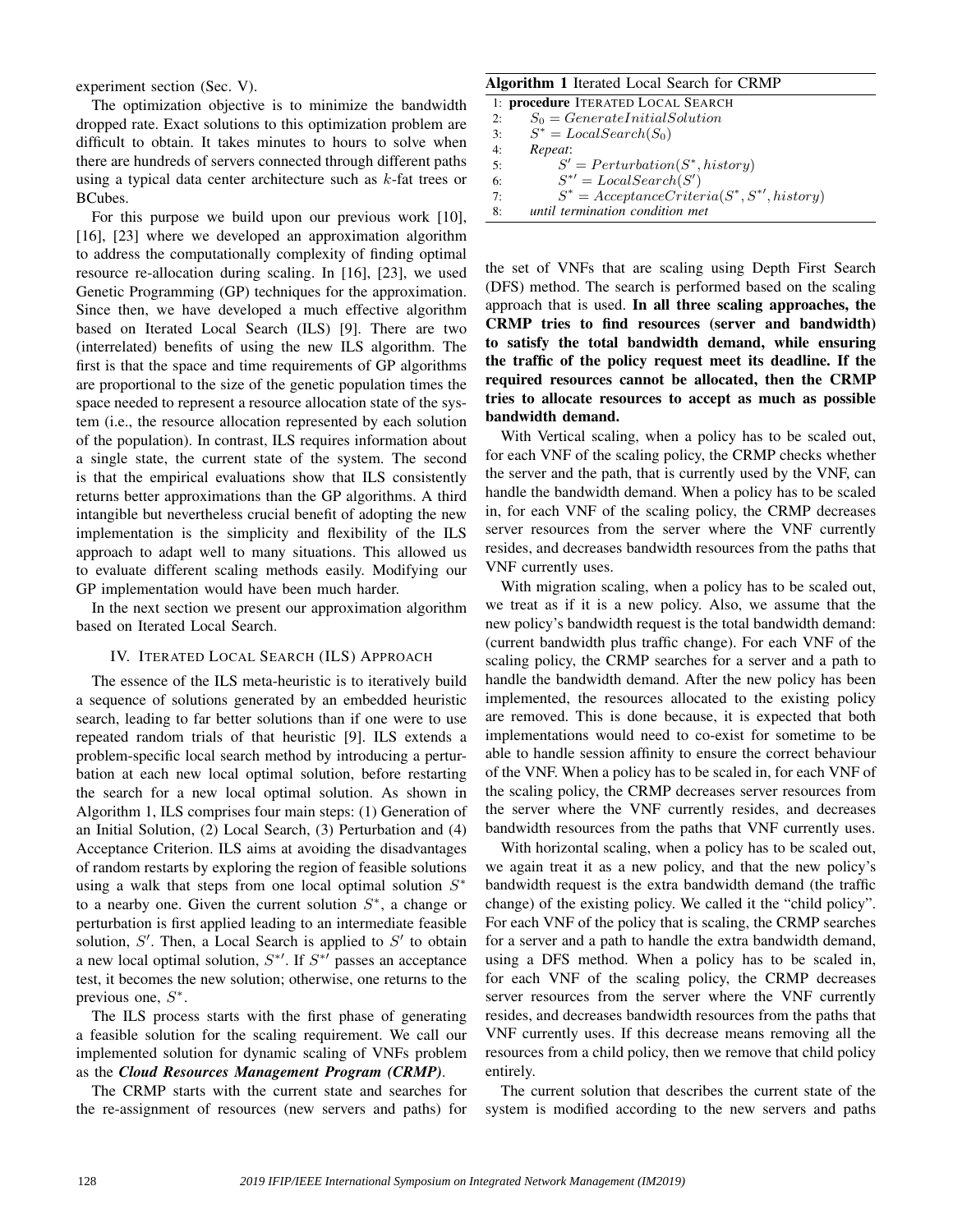experiment section (Sec. V).

The optimization objective is to minimize the bandwidth dropped rate. Exact solutions to this optimization problem are difficult to obtain. It takes minutes to hours to solve when there are hundreds of servers connected through different paths using a typical data center architecture such as $k$-fat trees or BCubes.

For this purpose we build upon our previous work [10], [16], [23] where we developed an approximation algorithm to address the computationally complexity of finding optimal resource re-allocation during scaling. In [16], [23], we used Genetic Programming (GP) techniques for the approximation. Since then, we have developed a much effective algorithm based on Iterated Local Search (ILS) [9]. There are two (interrelated) benefits of using the new ILS algorithm. The first is that the space and time requirements of GP algorithms are proportional to the size of the genetic population times the space needed to represent a resource allocation state of the system (i.e., the resource allocation represented by each solution of the population). In contrast, ILS requires information about a single state, the current state of the system. The second is that the empirical evaluations show that ILS consistently returns better approximations than the GP algorithms. A third intangible but nevertheless crucial benefit of adopting the new implementation is the simplicity and flexibility of the ILS approach to adapt well to many situations. This allowed us to evaluate different scaling methods easily. Modifying our GP implementation would have been much harder.

In the next section we present our approximation algorithm based on Iterated Local Search.

## IV. Iterated Local Search (ILS) Approach

The essence of the ILS meta-heuristic is to iteratively build a sequence of solutions generated by an embedded heuristic search, leading to far better solutions than if one were to use repeated random trials of that heuristic [9]. ILS extends a problem-specific local search method by introducing a perturbation at each new local optimal solution, before restarting the search for a new local optimal solution. As shown in Algorithm 1, ILS comprises four main steps: (1) Generation of an Initial Solution, (2) Local Search, (3) Perturbation and (4) Acceptance Criterion. ILS aims at avoiding the disadvantages of random restarts by exploring the region of feasible solutions using a walk that steps from one local optimal solution $S^*$ to a nearby one. Given the current solution $S^*$, a change or perturbation is first applied leading to an intermediate feasible solution, $S'$. Then, a Local Search is applied to $S'$ to obtain a new local optimal solution, $S^{*\prime}$. If $S^{*\prime}$ passes an acceptance test, it becomes the new solution; otherwise, one returns to the previous one, $S^*$.

The ILS process starts with the first phase of generating a feasible solution for the scaling requirement. We call our implemented solution for dynamic scaling of VNFs problem as the ***Cloud Resources Management Program (CRMP)***.

The CRMP starts with the current state and searches for the re-assignment of resources (new servers and paths) for

**Algorithm 1** Iterated Local Search for CRMP

```
1: procedure ITERATED LOCAL SEARCH
2:     S_0 = GenerateInitialSolution
3:     S* = LocalSearch(S_0)
4:     Repeat:
5:         S' = Perturbation(S*, history)
6:         S*' = LocalSearch(S')
7:         S* = AcceptanceCriteria(S*, S*', history)
8:     until termination condition met
```

the set of VNFs that are scaling using Depth First Search (DFS) method. The search is performed based on the scaling approach that is used. **In all three scaling approaches, the CRMP tries to find resources (server and bandwidth) to satisfy the total bandwidth demand, while ensuring the traffic of the policy request meet its deadline. If the required resources cannot be allocated, then the CRMP tries to allocate resources to accept as much as possible bandwidth demand.**

With Vertical scaling, when a policy has to be scaled out, for each VNF of the scaling policy, the CRMP checks whether the server and the path, that is currently used by the VNF, can handle the bandwidth demand. When a policy has to be scaled in, for each VNF of the scaling policy, the CRMP decreases server resources from the server where the VNF currently resides, and decreases bandwidth resources from the paths that VNF currently uses.

With migration scaling, when a policy has to be scaled out, we treat as if it is a new policy. Also, we assume that the new policy's bandwidth request is the total bandwidth demand: (current bandwidth plus traffic change). For each VNF of the scaling policy, the CRMP searches for a server and a path to handle the bandwidth demand. After the new policy has been implemented, the resources allocated to the existing policy are removed. This is done because, it is expected that both implementations would need to co-exist for sometime to be able to handle session affinity to ensure the correct behaviour of the VNF. When a policy has to be scaled in, for each VNF of the scaling policy, the CRMP decreases server resources from the server where the VNF currently resides, and decreases bandwidth resources from the paths that VNF currently uses.

With horizontal scaling, when a policy has to be scaled out, we again treat it as a new policy, and that the new policy's bandwidth request is the extra bandwidth demand (the traffic change) of the existing policy. We called it the "child policy". For each VNF of the policy that is scaling, the CRMP searches for a server and a path to handle the extra bandwidth demand, using a DFS method. When a policy has to be scaled in, for each VNF of the scaling policy, the CRMP decreases server resources from the server where the VNF currently resides, and decreases bandwidth resources from the paths that VNF currently uses. If this decrease means removing all the resources from a child policy, then we remove that child policy entirely.

The current solution that describes the current state of the system is modified according to the new servers and paths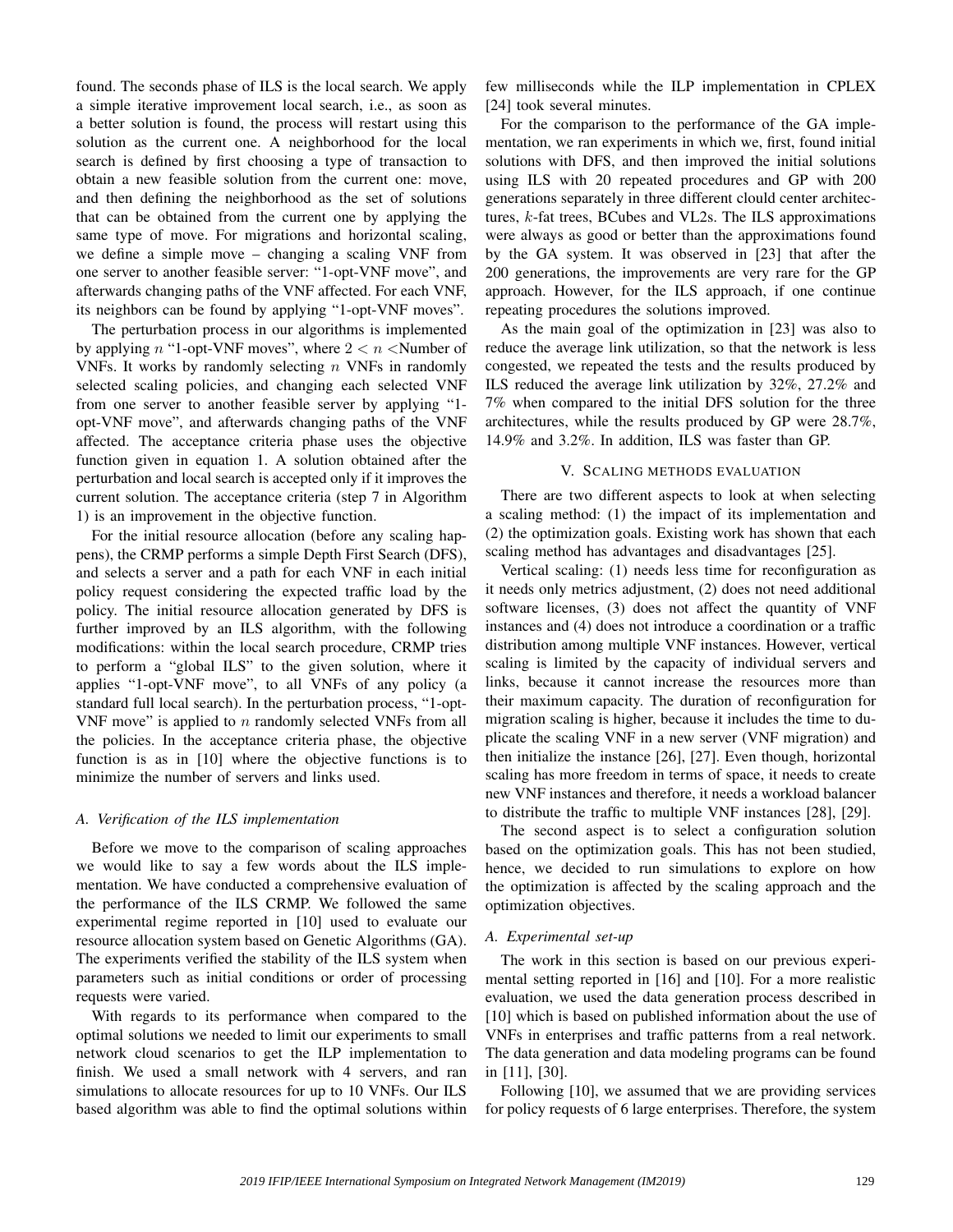found. The seconds phase of ILS is the local search. We apply a simple iterative improvement local search, i.e., as soon as a better solution is found, the process will restart using this solution as the current one. A neighborhood for the local search is defined by first choosing a type of transaction to obtain a new feasible solution from the current one: move, and then defining the neighborhood as the set of solutions that can be obtained from the current one by applying the same type of move. For migrations and horizontal scaling, we define a simple move – changing a scaling VNF from one server to another feasible server: "1-opt-VNF move", and afterwards changing paths of the VNF affected. For each VNF, its neighbors can be found by applying "1-opt-VNF moves".

The perturbation process in our algorithms is implemented by applying $n$ "1-opt-VNF moves", where $2 < n <$Number of VNFs. It works by randomly selecting $n$ VNFs in randomly selected scaling policies, and changing each selected VNF from one server to another feasible server by applying "1-opt-VNF move", and afterwards changing paths of the VNF affected. The acceptance criteria phase uses the objective function given in equation 1. A solution obtained after the perturbation and local search is accepted only if it improves the current solution. The acceptance criteria (step 7 in Algorithm 1) is an improvement in the objective function.

For the initial resource allocation (before any scaling happens), the CRMP performs a simple Depth First Search (DFS), and selects a server and a path for each VNF in each initial policy request considering the expected traffic load by the policy. The initial resource allocation generated by DFS is further improved by an ILS algorithm, with the following modifications: within the local search procedure, CRMP tries to perform a "global ILS" to the given solution, where it applies "1-opt-VNF move", to all VNFs of any policy (a standard full local search). In the perturbation process, "1-opt-VNF move" is applied to $n$ randomly selected VNFs from all the policies. In the acceptance criteria phase, the objective function is as in [10] where the objective functions is to minimize the number of servers and links used.

### A. Verification of the ILS implementation

Before we move to the comparison of scaling approaches we would like to say a few words about the ILS implementation. We have conducted a comprehensive evaluation of the performance of the ILS CRMP. We followed the same experimental regime reported in [10] used to evaluate our resource allocation system based on Genetic Algorithms (GA). The experiments verified the stability of the ILS system when parameters such as initial conditions or order of processing requests were varied.

With regards to its performance when compared to the optimal solutions we needed to limit our experiments to small network cloud scenarios to get the ILP implementation to finish. We used a small network with 4 servers, and ran simulations to allocate resources for up to 10 VNFs. Our ILS based algorithm was able to find the optimal solutions within few milliseconds while the ILP implementation in CPLEX [24] took several minutes.

For the comparison to the performance of the GA implementation, we ran experiments in which we, first, found initial solutions with DFS, and then improved the initial solutions using ILS with 20 repeated procedures and GP with 200 generations separately in three different clould center architectures, $k$-fat trees, BCubes and VL2s. The ILS approximations were always as good or better than the approximations found by the GA system. It was observed in [23] that after the 200 generations, the improvements are very rare for the GP approach. However, for the ILS approach, if one continue repeating procedures the solutions improved.

As the main goal of the optimization in [23] was also to reduce the average link utilization, so that the network is less congested, we repeated the tests and the results produced by ILS reduced the average link utilization by 32%, 27.2% and 7% when compared to the initial DFS solution for the three architectures, while the results produced by GP were 28.7%, 14.9% and 3.2%. In addition, ILS was faster than GP.

## V. Scaling methods evaluation

There are two different aspects to look at when selecting a scaling method: (1) the impact of its implementation and (2) the optimization goals. Existing work has shown that each scaling method has advantages and disadvantages [25].

Vertical scaling: (1) needs less time for reconfiguration as it needs only metrics adjustment, (2) does not need additional software licenses, (3) does not affect the quantity of VNF instances and (4) does not introduce a coordination or a traffic distribution among multiple VNF instances. However, vertical scaling is limited by the capacity of individual servers and links, because it cannot increase the resources more than their maximum capacity. The duration of reconfiguration for migration scaling is higher, because it includes the time to duplicate the scaling VNF in a new server (VNF migration) and then initialize the instance [26], [27]. Even though, horizontal scaling has more freedom in terms of space, it needs to create new VNF instances and therefore, it needs a workload balancer to distribute the traffic to multiple VNF instances [28], [29].

The second aspect is to select a configuration solution based on the optimization goals. This has not been studied, hence, we decided to run simulations to explore on how the optimization is affected by the scaling approach and the optimization objectives.

### A. Experimental set-up

The work in this section is based on our previous experimental setting reported in [16] and [10]. For a more realistic evaluation, we used the data generation process described in [10] which is based on published information about the use of VNFs in enterprises and traffic patterns from a real network. The data generation and data modeling programs can be found in [11], [30].

Following [10], we assumed that we are providing services for policy requests of 6 large enterprises. Therefore, the system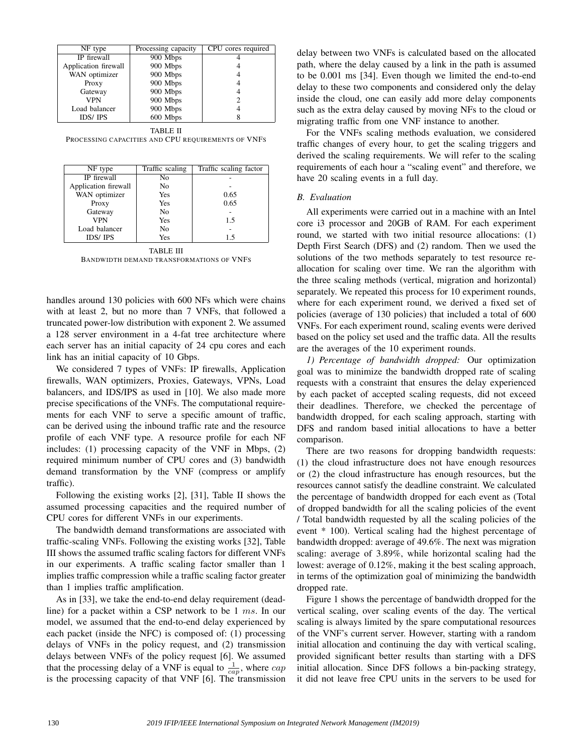| NF type | Processing capacity | CPU cores required |
| --- | --- | --- |
| IP firewall | 900 Mbps | 4 |
| Application firewall | 900 Mbps | 4 |
| WAN optimizer | 900 Mbps | 4 |
| Proxy | 900 Mbps | 4 |
| Gateway | 900 Mbps | 4 |
| VPN | 900 Mbps | 2 |
| Load balancer | 900 Mbps | 4 |
| IDS/ IPS | 600 Mbps | 8 |

TABLE II
PROCESSING CAPACITIES AND CPU REQUIREMENTS OF VNFS

| NF type | Traffic scaling | Traffic scaling factor |
| --- | --- | --- |
| IP firewall | No | - |
| Application firewall | No | - |
| WAN optimizer | Yes | 0.65 |
| Proxy | Yes | 0.65 |
| Gateway | No | - |
| VPN | Yes | 1.5 |
| Load balancer | No | - |
| IDS/ IPS | Yes | 1.5 |

TABLE III
BANDWIDTH DEMAND TRANSFORMATIONS OF VNFS

handles around 130 policies with 600 NFs which were chains with at least 2, but no more than 7 VNFs, that followed a truncated power-low distribution with exponent 2. We assumed a 128 server environment in a 4-fat tree architecture where each server has an initial capacity of 24 cpu cores and each link has an initial capacity of 10 Gbps.

We considered 7 types of VNFs: IP firewalls, Application firewalls, WAN optimizers, Proxies, Gateways, VPNs, Load balancers, and IDS/IPS as used in [10]. We also made more precise specifications of the VNFs. The computational requirements for each VNF to serve a specific amount of traffic, can be derived using the inbound traffic rate and the resource profile of each VNF type. A resource profile for each NF includes: (1) processing capacity of the VNF in Mbps, (2) required minimum number of CPU cores and (3) bandwidth demand transformation by the VNF (compress or amplify traffic).

Following the existing works [2], [31], Table II shows the assumed processing capacities and the required number of CPU cores for different VNFs in our experiments.

The bandwidth demand transformations are associated with traffic-scaling VNFs. Following the existing works [32], Table III shows the assumed traffic scaling factors for different VNFs in our experiments. A traffic scaling factor smaller than 1 implies traffic compression while a traffic scaling factor greater than 1 implies traffic amplification.

As in [33], we take the end-to-end delay requirement (deadline) for a packet within a CSP network to be 1 $ms$. In our model, we assumed that the end-to-end delay experienced by each packet (inside the NFC) is composed of: (1) processing delays of VNFs in the policy request, and (2) transmission delays between VNFs of the policy request [6]. We assumed that the processing delay of a VNF is equal to $\frac{1}{cap}$, where $cap$ is the processing capacity of that VNF [6]. The transmission delay between two VNFs is calculated based on the allocated path, where the delay caused by a link in the path is assumed to be 0.001 ms [34]. Even though we limited the end-to-end delay to these two components and considered only the delay inside the cloud, one can easily add more delay components such as the extra delay caused by moving NFs to the cloud or migrating traffic from one VNF instance to another.

For the VNFs scaling methods evaluation, we considered traffic changes of every hour, to get the scaling triggers and derived the scaling requirements. We will refer to the scaling requirements of each hour a "scaling event" and therefore, we have 20 scaling events in a full day.

### *B. Evaluation*

All experiments were carried out in a machine with an Intel core i3 processor and 20GB of RAM. For each experiment round, we started with two initial resource allocations: (1) Depth First Search (DFS) and (2) random. Then we used the solutions of the two methods separately to test resource reallocation for scaling over time. We ran the algorithm with the three scaling methods (vertical, migration and horizontal) separately. We repeated this process for 10 experiment rounds, where for each experiment round, we derived a fixed set of policies (average of 130 policies) that included a total of 600 VNFs. For each experiment round, scaling events were derived based on the policy set used and the traffic data. All the results are the averages of the 10 experiment rounds.

*1) Percentage of bandwidth dropped:* Our optimization goal was to minimize the bandwidth dropped rate of scaling requests with a constraint that ensures the delay experienced by each packet of accepted scaling requests, did not exceed their deadlines. Therefore, we checked the percentage of bandwidth dropped, for each scaling approach, starting with DFS and random based initial allocations to have a better comparison.

There are two reasons for dropping bandwidth requests: (1) the cloud infrastructure does not have enough resources or (2) the cloud infrastructure has enough resources, but the resources cannot satisfy the deadline constraint. We calculated the percentage of bandwidth dropped for each event as (Total of dropped bandwidth for all the scaling policies of the event / Total bandwidth requested by all the scaling policies of the event * 100). Vertical scaling had the highest percentage of bandwidth dropped: average of 49.6%. The next was migration scaling: average of 3.89%, while horizontal scaling had the lowest: average of 0.12%, making it the best scaling approach, in terms of the optimization goal of minimizing the bandwidth dropped rate.

Figure 1 shows the percentage of bandwidth dropped for the vertical scaling, over scaling events of the day. The vertical scaling is always limited by the spare computational resources of the VNF's current server. However, starting with a random initial allocation and continuing the day with vertical scaling, provided significant better results than starting with a DFS initial allocation. Since DFS follows a bin-packing strategy, it did not leave free CPU units in the servers to be used for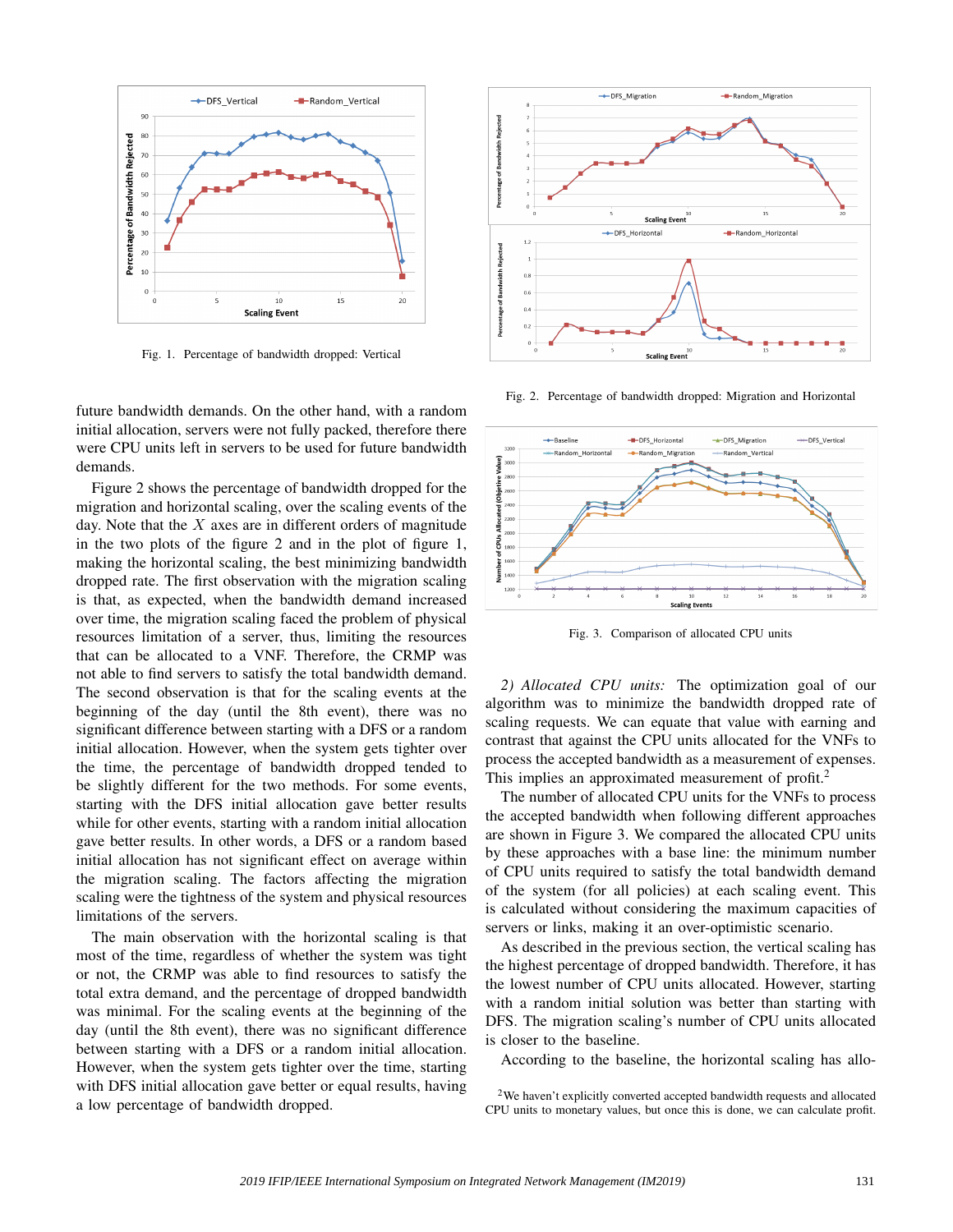Fig. 1. Percentage of bandwidth dropped: Vertical

Fig. 2. Percentage of bandwidth dropped: Migration and Horizontal

Fig. 3. Comparison of allocated CPU units

future bandwidth demands. On the other hand, with a random initial allocation, servers were not fully packed, therefore there were CPU units left in servers to be used for future bandwidth demands.

Figure 2 shows the percentage of bandwidth dropped for the migration and horizontal scaling, over the scaling events of the day. Note that the $X$ axes are in different orders of magnitude in the two plots of the figure 2 and in the plot of figure 1, making the horizontal scaling, the best minimizing bandwidth dropped rate. The first observation with the migration scaling is that, as expected, when the bandwidth demand increased over time, the migration scaling faced the problem of physical resources limitation of a server, thus, limiting the resources that can be allocated to a VNF. Therefore, the CRMP was not able to find servers to satisfy the total bandwidth demand. The second observation is that for the scaling events at the beginning of the day (until the 8th event), there was no significant difference between starting with a DFS or a random initial allocation. However, when the system gets tighter over the time, the percentage of bandwidth dropped tended to be slightly different for the two methods. For some events, starting with the DFS initial allocation gave better results while for other events, starting with a random initial allocation gave better results. In other words, a DFS or a random based initial allocation has not significant effect on average within the migration scaling. The factors affecting the migration scaling were the tightness of the system and physical resources limitations of the servers.

The main observation with the horizontal scaling is that most of the time, regardless of whether the system was tight or not, the CRMP was able to find resources to satisfy the total extra demand, and the percentage of dropped bandwidth was minimal. For the scaling events at the beginning of the day (until the 8th event), there was no significant difference between starting with a DFS or a random initial allocation. However, when the system gets tighter over the time, starting with DFS initial allocation gave better or equal results, having a low percentage of bandwidth dropped.

*2) Allocated CPU units:* The optimization goal of our algorithm was to minimize the bandwidth dropped rate of scaling requests. We can equate that value with earning and contrast that against the CPU units allocated for the VNFs to process the accepted bandwidth as a measurement of expenses. This implies an approximated measurement of profit.[2]

The number of allocated CPU units for the VNFs to process the accepted bandwidth when following different approaches are shown in Figure 3. We compared the allocated CPU units by these approaches with a base line: the minimum number of CPU units required to satisfy the total bandwidth demand of the system (for all policies) at each scaling event. This is calculated without considering the maximum capacities of servers or links, making it an over-optimistic scenario.

As described in the previous section, the vertical scaling has the highest percentage of dropped bandwidth. Therefore, it has the lowest number of CPU units allocated. However, starting with a random initial solution was better than starting with DFS. The migration scaling's number of CPU units allocated is closer to the baseline.

According to the baseline, the horizontal scaling has allo-

[2]We haven't explicitly converted accepted bandwidth requests and allocated CPU units to monetary values, but once this is done, we can calculate profit.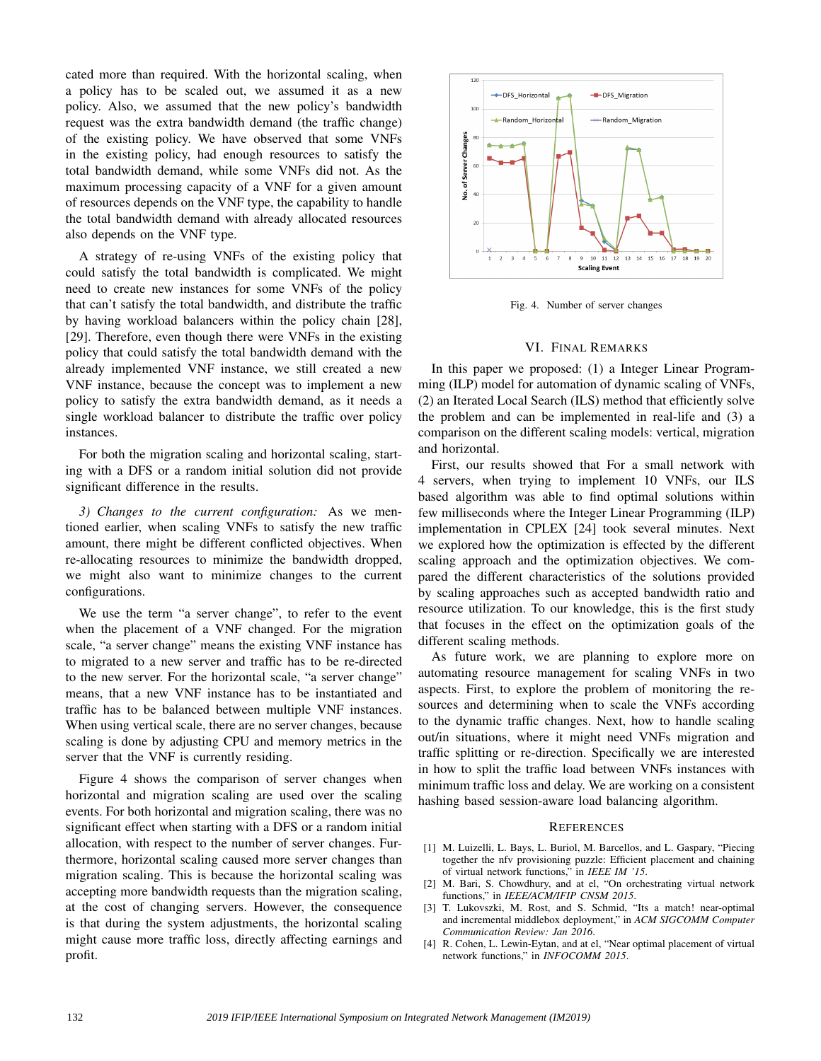cated more than required. With the horizontal scaling, when a policy has to be scaled out, we assumed it as a new policy. Also, we assumed that the new policy's bandwidth request was the extra bandwidth demand (the traffic change) of the existing policy. We have observed that some VNFs in the existing policy, had enough resources to satisfy the total bandwidth demand, while some VNFs did not. As the maximum processing capacity of a VNF for a given amount of resources depends on the VNF type, the capability to handle the total bandwidth demand with already allocated resources also depends on the VNF type.

A strategy of re-using VNFs of the existing policy that could satisfy the total bandwidth is complicated. We might need to create new instances for some VNFs of the policy that can't satisfy the total bandwidth, and distribute the traffic by having workload balancers within the policy chain [28], [29]. Therefore, even though there were VNFs in the existing policy that could satisfy the total bandwidth demand with the already implemented VNF instance, we still created a new VNF instance, because the concept was to implement a new policy to satisfy the extra bandwidth demand, as it needs a single workload balancer to distribute the traffic over policy instances.

For both the migration scaling and horizontal scaling, starting with a DFS or a random initial solution did not provide significant difference in the results.

*3) Changes to the current configuration:* As we mentioned earlier, when scaling VNFs to satisfy the new traffic amount, there might be different conflicted objectives. When re-allocating resources to minimize the bandwidth dropped, we might also want to minimize changes to the current configurations.

We use the term "a server change", to refer to the event when the placement of a VNF changed. For the migration scale, "a server change" means the existing VNF instance has to migrated to a new server and traffic has to be re-directed to the new server. For the horizontal scale, "a server change" means, that a new VNF instance has to be instantiated and traffic has to be balanced between multiple VNF instances. When using vertical scale, there are no server changes, because scaling is done by adjusting CPU and memory metrics in the server that the VNF is currently residing.

Figure 4 shows the comparison of server changes when horizontal and migration scaling are used over the scaling events. For both horizontal and migration scaling, there was no significant effect when starting with a DFS or a random initial allocation, with respect to the number of server changes. Furthermore, horizontal scaling caused more server changes than migration scaling. This is because the horizontal scaling was accepting more bandwidth requests than the migration scaling, at the cost of changing servers. However, the consequence is that during the system adjustments, the horizontal scaling might cause more traffic loss, directly affecting earnings and profit.

Fig. 4. Number of server changes

## VI. Final Remarks

In this paper we proposed: (1) a Integer Linear Programming (ILP) model for automation of dynamic scaling of VNFs, (2) an Iterated Local Search (ILS) method that efficiently solve the problem and can be implemented in real-life and (3) a comparison on the different scaling models: vertical, migration and horizontal.

First, our results showed that For a small network with 4 servers, when trying to implement 10 VNFs, our ILS based algorithm was able to find optimal solutions within few milliseconds where the Integer Linear Programming (ILP) implementation in CPLEX [24] took several minutes. Next we explored how the optimization is effected by the different scaling approach and the optimization objectives. We compared the different characteristics of the solutions provided by scaling approaches such as accepted bandwidth ratio and resource utilization. To our knowledge, this is the first study that focuses in the effect on the optimization goals of the different scaling methods.

As future work, we are planning to explore more on automating resource management for scaling VNFs in two aspects. First, to explore the problem of monitoring the resources and determining when to scale the VNFs according to the dynamic traffic changes. Next, how to handle scaling out/in situations, where it might need VNFs migration and traffic splitting or re-direction. Specifically we are interested in how to split the traffic load between VNFs instances with minimum traffic loss and delay. We are working on a consistent hashing based session-aware load balancing algorithm.

## References

[1] M. Luizelli, L. Bays, L. Buriol, M. Barcellos, and L. Gaspary, "Piecing together the nfv provisioning puzzle: Efficient placement and chaining of virtual network functions," in *IEEE IM '15*.

[2] M. Bari, S. Chowdhury, and at el, "On orchestrating virtual network functions," in *IEEE/ACM/IFIP CNSM 2015*.

[3] T. Lukovszki, M. Rost, and S. Schmid, "Its a match! near-optimal and incremental middlebox deployment," in *ACM SIGCOMM Computer Communication Review: Jan 2016*.

[4] R. Cohen, L. Lewin-Eytan, and at el, "Near optimal placement of virtual network functions," in *INFOCOMM 2015*.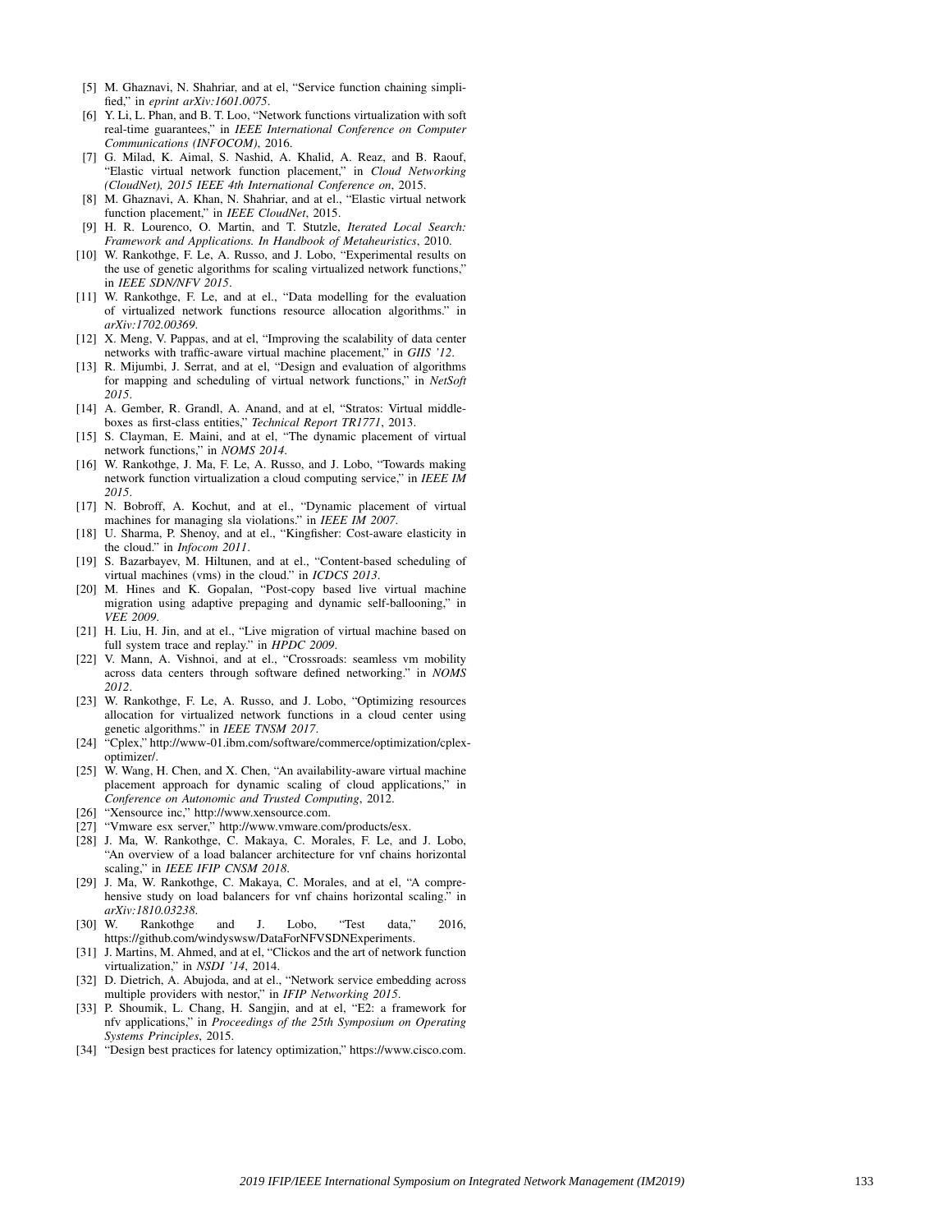[5] M. Ghaznavi, N. Shahriar, and at el, "Service function chaining simplified," in *eprint arXiv:1601.0075*.

[6] Y. Li, L. Phan, and B. T. Loo, "Network functions virtualization with soft real-time guarantees," in *IEEE International Conference on Computer Communications (INFOCOM)*, 2016.

[7] G. Milad, K. Aimal, S. Nashid, A. Khalid, A. Reaz, and B. Raouf, "Elastic virtual network function placement," in *Cloud Networking (CloudNet), 2015 IEEE 4th International Conference on*, 2015.

[8] M. Ghaznavi, A. Khan, N. Shahriar, and at el., "Elastic virtual network function placement," in *IEEE CloudNet*, 2015.

[9] H. R. Lourenco, O. Martin, and T. Stutzle, *Iterated Local Search: Framework and Applications. In Handbook of Metaheuristics*, 2010.

[10] W. Rankothge, F. Le, A. Russo, and J. Lobo, "Experimental results on the use of genetic algorithms for scaling virtualized network functions," in *IEEE SDN/NFV 2015*.

[11] W. Rankothge, F. Le, and at el., "Data modelling for the evaluation of virtualized network functions resource allocation algorithms." in *arXiv:1702.00369*.

[12] X. Meng, V. Pappas, and at el, "Improving the scalability of data center networks with traffic-aware virtual machine placement," in *GIIS '12*.

[13] R. Mijumbi, J. Serrat, and at el, "Design and evaluation of algorithms for mapping and scheduling of virtual network functions," in *NetSoft 2015*.

[14] A. Gember, R. Grandl, A. Anand, and at el, "Stratos: Virtual middleboxes as first-class entities," *Technical Report TR1771*, 2013.

[15] S. Clayman, E. Maini, and at el, "The dynamic placement of virtual network functions," in *NOMS 2014*.

[16] W. Rankothge, J. Ma, F. Le, A. Russo, and J. Lobo, "Towards making network function virtualization a cloud computing service," in *IEEE IM 2015*.

[17] N. Bobroff, A. Kochut, and at el., "Dynamic placement of virtual machines for managing sla violations." in *IEEE IM 2007*.

[18] U. Sharma, P. Shenoy, and at el., "Kingfisher: Cost-aware elasticity in the cloud." in *Infocom 2011*.

[19] S. Bazarbayev, M. Hiltunen, and at el., "Content-based scheduling of virtual machines (vms) in the cloud." in *ICDCS 2013*.

[20] M. Hines and K. Gopalan, "Post-copy based live virtual machine migration using adaptive prepaging and dynamic self-ballooning," in *VEE 2009*.

[21] H. Liu, H. Jin, and at el., "Live migration of virtual machine based on full system trace and replay." in *HPDC 2009*.

[22] V. Mann, A. Vishnoi, and at el., "Crossroads: seamless vm mobility across data centers through software defined networking." in *NOMS 2012*.

[23] W. Rankothge, F. Le, A. Russo, and J. Lobo, "Optimizing resources allocation for virtualized network functions in a cloud center using genetic algorithms." in *IEEE TNSM 2017*.

[24] "Cplex," http://www-01.ibm.com/software/commerce/optimization/cplex-optimizer/.

[25] W. Wang, H. Chen, and X. Chen, "An availability-aware virtual machine placement approach for dynamic scaling of cloud applications," in *Conference on Autonomic and Trusted Computing*, 2012.

[26] "Xensource inc," http://www.xensource.com.

[27] "Vmware esx server," http://www.vmware.com/products/esx.

[28] J. Ma, W. Rankothge, C. Makaya, C. Morales, F. Le, and J. Lobo, "An overview of a load balancer architecture for vnf chains horizontal scaling," in *IEEE IFIP CNSM 2018*.

[29] J. Ma, W. Rankothge, C. Makaya, C. Morales, and at el, "A comprehensive study on load balancers for vnf chains horizontal scaling." in *arXiv:1810.03238*.

[30] W. Rankothge and J. Lobo, "Test data," 2016, https://github.com/windyswsw/DataForNFVSDNExperiments.

[31] J. Martins, M. Ahmed, and at el, "Clickos and the art of network function virtualization," in *NSDI '14*, 2014.

[32] D. Dietrich, A. Abujoda, and at el., "Network service embedding across multiple providers with nestor," in *IFIP Networking 2015*.

[33] P. Shoumik, L. Chang, H. Sangjin, and at el, "E2: a framework for nfv applications," in *Proceedings of the 25th Symposium on Operating Systems Principles*, 2015.

[34] "Design best practices for latency optimization," https://www.cisco.com.